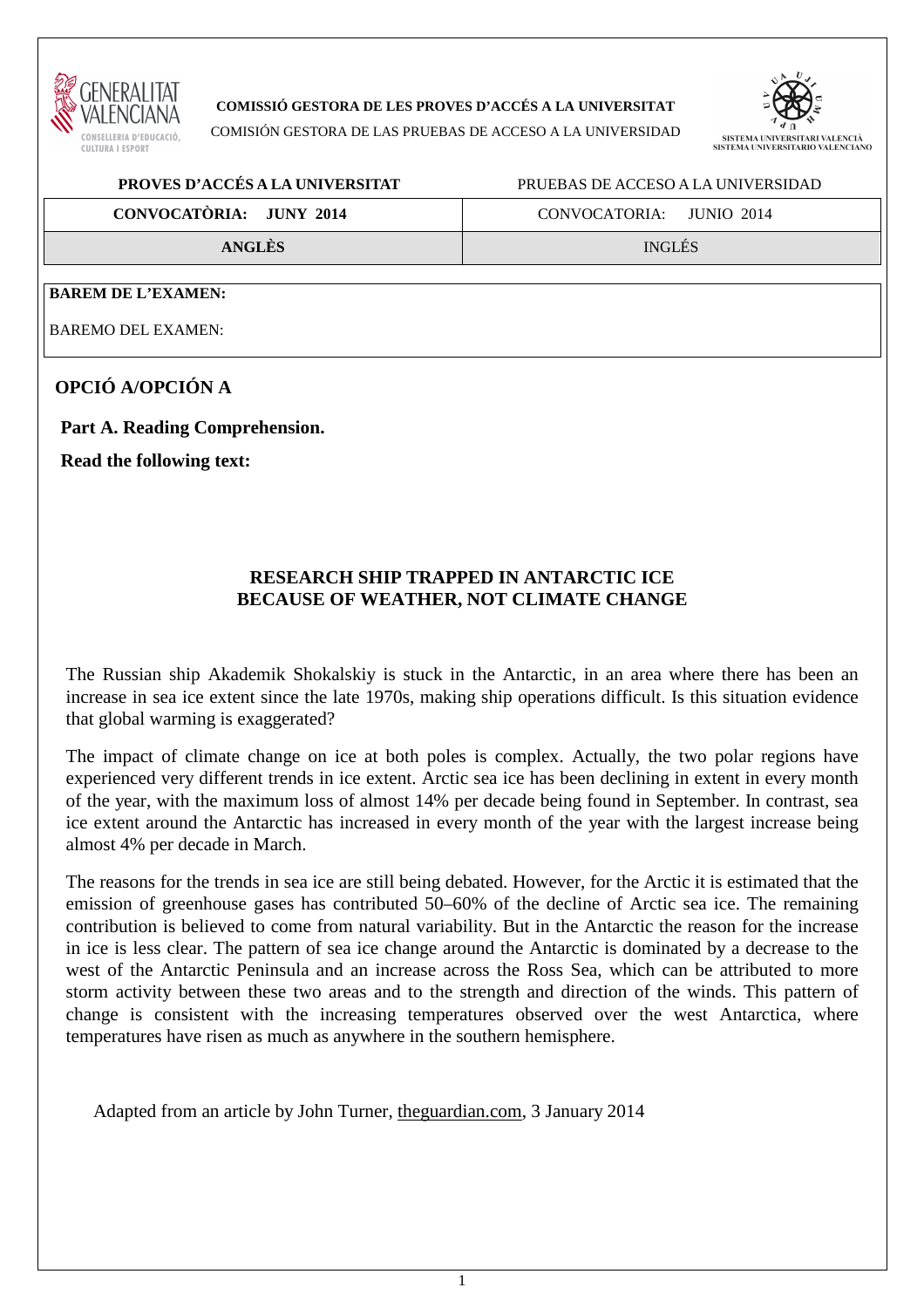**COMISSIÓ GESTORA DE LES PROVES D'ACCÉS A LA UNIVERSITAT**

COMISIÓN GESTORA DE LAS PRUEBAS DE ACCESO A LA UNIVERSIDAD

SISTEMA UNIVERSITARI VALENCIÀ
SISTEMA UNIVERSITARIO VALENCIANO

| **PROVES D'ACCÉS A LA UNIVERSITAT** | PRUEBAS DE ACCESO A LA UNIVERSIDAD |
|---|---|
| **CONVOCATÒRIA: JUNY 2014** | CONVOCATORIA: JUNIO 2014 |
| **ANGLÈS** | INGLÉS |

**BAREM DE L'EXAMEN:**

BAREMO DEL EXAMEN:

## OPCIÓ A/OPCIÓN A

**Part A. Reading Comprehension.**

**Read the following text:**

### RESEARCH SHIP TRAPPED IN ANTARCTIC ICE BECAUSE OF WEATHER, NOT CLIMATE CHANGE

The Russian ship Akademik Shokalskiy is stuck in the Antarctic, in an area where there has been an increase in sea ice extent since the late 1970s, making ship operations difficult. Is this situation evidence that global warming is exaggerated?

The impact of climate change on ice at both poles is complex. Actually, the two polar regions have experienced very different trends in ice extent. Arctic sea ice has been declining in extent in every month of the year, with the maximum loss of almost 14% per decade being found in September. In contrast, sea ice extent around the Antarctic has increased in every month of the year with the largest increase being almost 4% per decade in March.

The reasons for the trends in sea ice are still being debated. However, for the Arctic it is estimated that the emission of greenhouse gases has contributed 50–60% of the decline of Arctic sea ice. The remaining contribution is believed to come from natural variability. But in the Antarctic the reason for the increase in ice is less clear. The pattern of sea ice change around the Antarctic is dominated by a decrease to the west of the Antarctic Peninsula and an increase across the Ross Sea, which can be attributed to more storm activity between these two areas and to the strength and direction of the winds. This pattern of change is consistent with the increasing temperatures observed over the west Antarctica, where temperatures have risen as much as anywhere in the southern hemisphere.

Adapted from an article by John Turner, theguardian.com, 3 January 2014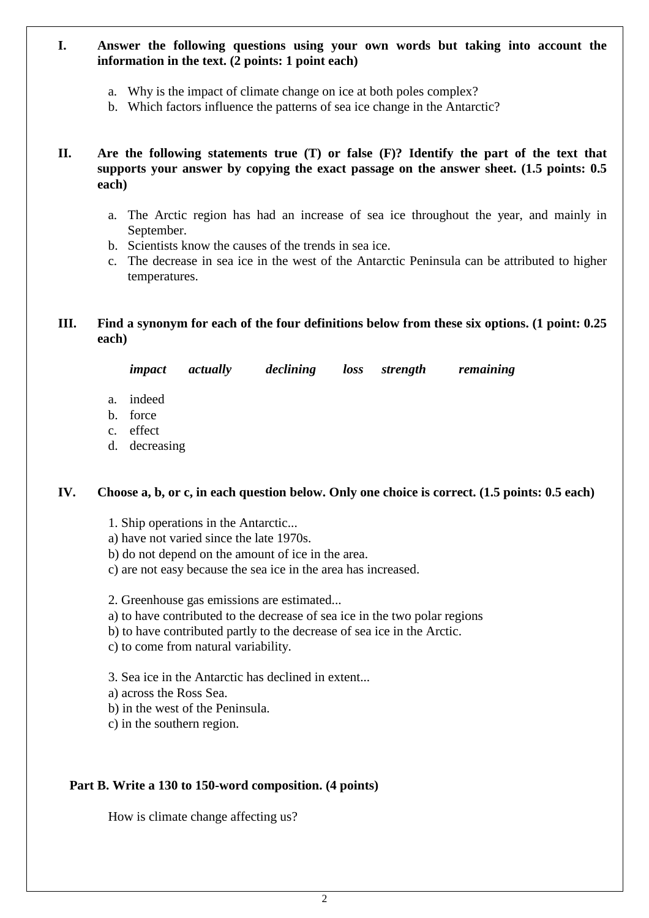**I. Answer the following questions using your own words but taking into account the information in the text. (2 points: 1 point each)**

a. Why is the impact of climate change on ice at both poles complex?
b. Which factors influence the patterns of sea ice change in the Antarctic?

**II. Are the following statements true (T) or false (F)? Identify the part of the text that supports your answer by copying the exact passage on the answer sheet. (1.5 points: 0.5 each)**

a. The Arctic region has had an increase of sea ice throughout the year, and mainly in September.
b. Scientists know the causes of the trends in sea ice.
c. The decrease in sea ice in the west of the Antarctic Peninsula can be attributed to higher temperatures.

**III. Find a synonym for each of the four definitions below from these six options. (1 point: 0.25 each)**

***impact*** ***actually*** ***declining*** ***loss*** ***strength*** ***remaining***

a. indeed
b. force
c. effect
d. decreasing

**IV. Choose a, b, or c, in each question below. Only one choice is correct. (1.5 points: 0.5 each)**

1. Ship operations in the Antarctic...
a) have not varied since the late 1970s.
b) do not depend on the amount of ice in the area.
c) are not easy because the sea ice in the area has increased.

2. Greenhouse gas emissions are estimated...
a) to have contributed to the decrease of sea ice in the two polar regions
b) to have contributed partly to the decrease of sea ice in the Arctic.
c) to come from natural variability.

3. Sea ice in the Antarctic has declined in extent...
a) across the Ross Sea.
b) in the west of the Peninsula.
c) in the southern region.

**Part B. Write a 130 to 150-word composition. (4 points)**

How is climate change affecting us?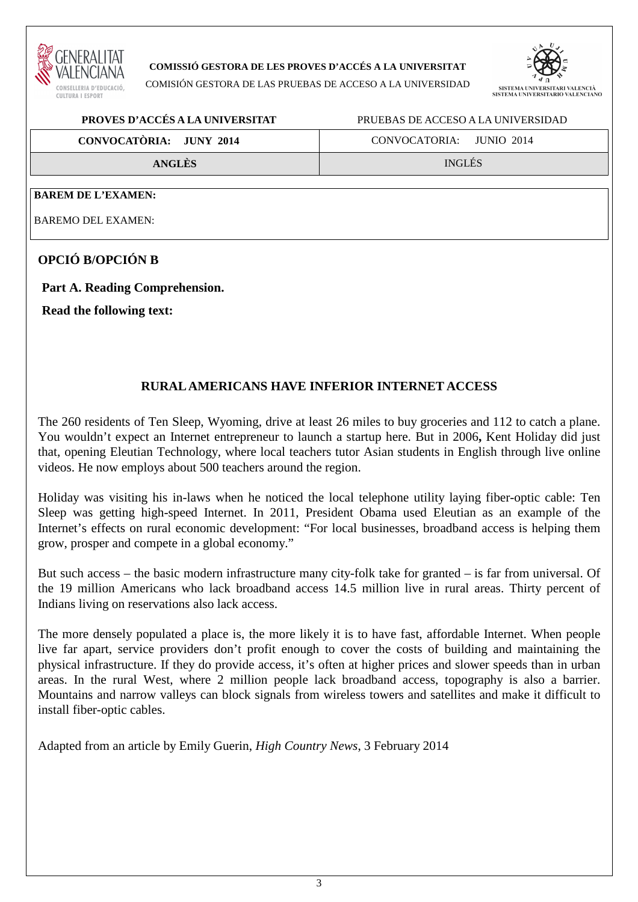**COMISSIÓ GESTORA DE LES PROVES D'ACCÉS A LA UNIVERSITAT**

COMISIÓN GESTORA DE LAS PRUEBAS DE ACCESO A LA UNIVERSIDAD

| **PROVES D'ACCÉS A LA UNIVERSITAT** | PRUEBAS DE ACCESO A LA UNIVERSIDAD |
|---|---|
| **CONVOCATÒRIA: JUNY 2014** | CONVOCATORIA: JUNIO 2014 |
| **ANGLÈS** | INGLÉS |

**BAREM DE L'EXAMEN:**

BAREMO DEL EXAMEN:

## OPCIÓ B/OPCIÓN B

**Part A. Reading Comprehension.**

**Read the following text:**

### RURAL AMERICANS HAVE INFERIOR INTERNET ACCESS

The 260 residents of Ten Sleep, Wyoming, drive at least 26 miles to buy groceries and 112 to catch a plane. You wouldn't expect an Internet entrepreneur to launch a startup here. But in 2006**,** Kent Holiday did just that, opening Eleutian Technology, where local teachers tutor Asian students in English through live online videos. He now employs about 500 teachers around the region.

Holiday was visiting his in-laws when he noticed the local telephone utility laying fiber-optic cable: Ten Sleep was getting high-speed Internet. In 2011, President Obama used Eleutian as an example of the Internet's effects on rural economic development: "For local businesses, broadband access is helping them grow, prosper and compete in a global economy."

But such access – the basic modern infrastructure many city-folk take for granted – is far from universal. Of the 19 million Americans who lack broadband access 14.5 million live in rural areas. Thirty percent of Indians living on reservations also lack access.

The more densely populated a place is, the more likely it is to have fast, affordable Internet. When people live far apart, service providers don't profit enough to cover the costs of building and maintaining the physical infrastructure. If they do provide access, it's often at higher prices and slower speeds than in urban areas. In the rural West, where 2 million people lack broadband access, topography is also a barrier. Mountains and narrow valleys can block signals from wireless towers and satellites and make it difficult to install fiber-optic cables.

Adapted from an article by Emily Guerin, *High Country News*, 3 February 2014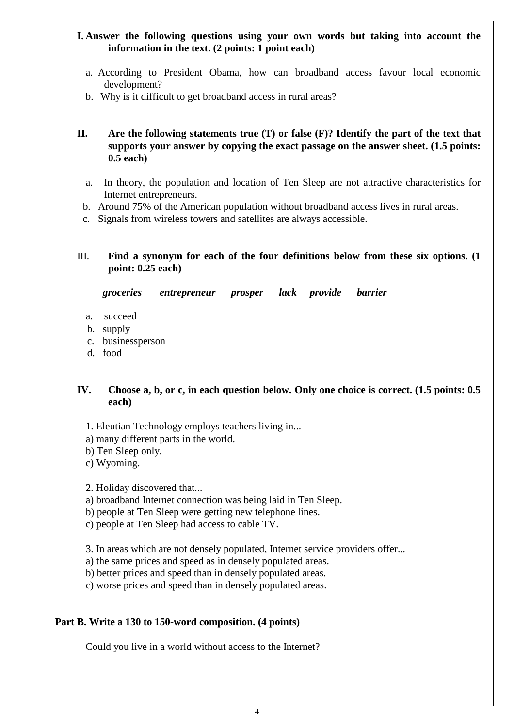**I. Answer the following questions using your own words but taking into account the information in the text. (2 points: 1 point each)**

a. According to President Obama, how can broadband access favour local economic development?

b. Why is it difficult to get broadband access in rural areas?

**II. Are the following statements true (T) or false (F)? Identify the part of the text that supports your answer by copying the exact passage on the answer sheet. (1.5 points: 0.5 each)**

a. In theory, the population and location of Ten Sleep are not attractive characteristics for Internet entrepreneurs.

b. Around 75% of the American population without broadband access lives in rural areas.

c. Signals from wireless towers and satellites are always accessible.

III. **Find a synonym for each of the four definitions below from these six options. (1 point: 0.25 each)**

***groceries entrepreneur prosper lack provide barrier***

a. succeed

b. supply

c. businessperson

d. food

**IV. Choose a, b, or c, in each question below. Only one choice is correct. (1.5 points: 0.5 each)**

1. Eleutian Technology employs teachers living in...

a) many different parts in the world.

b) Ten Sleep only.

c) Wyoming.

2. Holiday discovered that...

a) broadband Internet connection was being laid in Ten Sleep.

b) people at Ten Sleep were getting new telephone lines.

c) people at Ten Sleep had access to cable TV.

3. In areas which are not densely populated, Internet service providers offer...

a) the same prices and speed as in densely populated areas.

b) better prices and speed than in densely populated areas.

c) worse prices and speed than in densely populated areas.

**Part B. Write a 130 to 150-word composition. (4 points)**

Could you live in a world without access to the Internet?